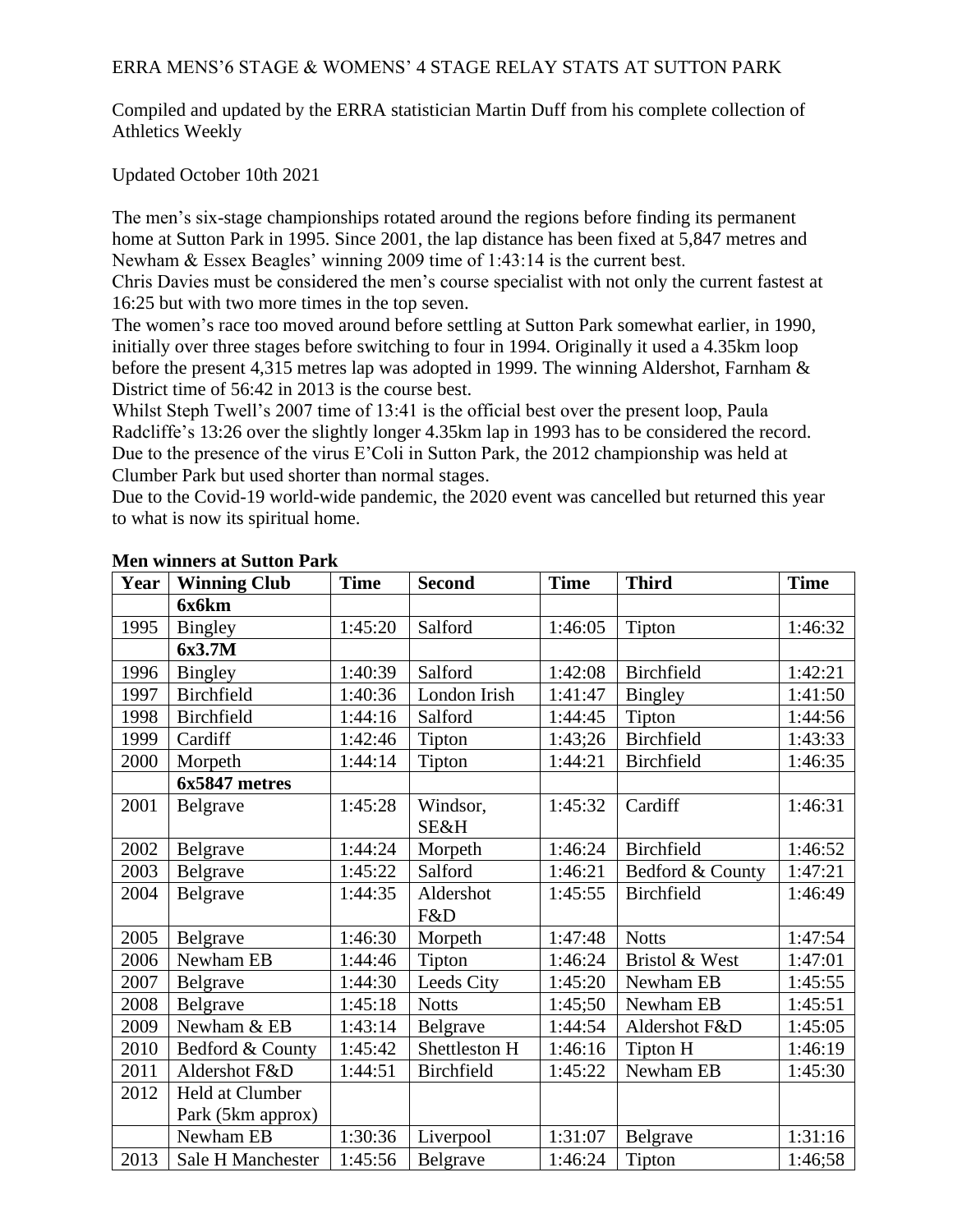ERRA MENS'6 STAGE & WOMENS' 4 STAGE RELAY STATS AT SUTTON PARK

Compiled and updated by the ERRA statistician Martin Duff from his complete collection of Athletics Weekly

Updated October 10th 2021

The men's six-stage championships rotated around the regions before finding its permanent home at Sutton Park in 1995. Since 2001, the lap distance has been fixed at 5,847 metres and Newham & Essex Beagles' winning 2009 time of 1:43:14 is the current best.
Chris Davies must be considered the men's course specialist with not only the current fastest at 16:25 but with two more times in the top seven.
The women's race too moved around before settling at Sutton Park somewhat earlier, in 1990, initially over three stages before switching to four in 1994. Originally it used a 4.35km loop before the present 4,315 metres lap was adopted in 1999. The winning Aldershot, Farnham & District time of 56:42 in 2013 is the course best.
Whilst Steph Twell's 2007 time of 13:41 is the official best over the present loop, Paula Radcliffe's 13:26 over the slightly longer 4.35km lap in 1993 has to be considered the record.
Due to the presence of the virus E'Coli in Sutton Park, the 2012 championship was held at Clumber Park but used shorter than normal stages.
Due to the Covid-19 world-wide pandemic, the 2020 event was cancelled but returned this year to what is now its spiritual home.

**Men winners at Sutton Park**

| Year | Winning Club | Time | Second | Time | Third | Time |
|---|---|---|---|---|---|---|
| | **6x6km** | | | | | |
| 1995 | Bingley | 1:45:20 | Salford | 1:46:05 | Tipton | 1:46:32 |
| | **6x3.7M** | | | | | |
| 1996 | Bingley | 1:40:39 | Salford | 1:42:08 | Birchfield | 1:42:21 |
| 1997 | Birchfield | 1:40:36 | London Irish | 1:41:47 | Bingley | 1:41:50 |
| 1998 | Birchfield | 1:44:16 | Salford | 1:44:45 | Tipton | 1:44:56 |
| 1999 | Cardiff | 1:42:46 | Tipton | 1:43;26 | Birchfield | 1:43:33 |
| 2000 | Morpeth | 1:44:14 | Tipton | 1:44:21 | Birchfield | 1:46:35 |
| | **6x5847 metres** | | | | | |
| 2001 | Belgrave | 1:45:28 | Windsor, SE&H | 1:45:32 | Cardiff | 1:46:31 |
| 2002 | Belgrave | 1:44:24 | Morpeth | 1:46:24 | Birchfield | 1:46:52 |
| 2003 | Belgrave | 1:45:22 | Salford | 1:46:21 | Bedford & County | 1:47:21 |
| 2004 | Belgrave | 1:44:35 | Aldershot F&D | 1:45:55 | Birchfield | 1:46:49 |
| 2005 | Belgrave | 1:46:30 | Morpeth | 1:47:48 | Notts | 1:47:54 |
| 2006 | Newham EB | 1:44:46 | Tipton | 1:46:24 | Bristol & West | 1:47:01 |
| 2007 | Belgrave | 1:44:30 | Leeds City | 1:45:20 | Newham EB | 1:45:55 |
| 2008 | Belgrave | 1:45:18 | Notts | 1:45;50 | Newham EB | 1:45:51 |
| 2009 | Newham & EB | 1:43:14 | Belgrave | 1:44:54 | Aldershot F&D | 1:45:05 |
| 2010 | Bedford & County | 1:45:42 | Shettleston H | 1:46:16 | Tipton H | 1:46:19 |
| 2011 | Aldershot F&D | 1:44:51 | Birchfield | 1:45:22 | Newham EB | 1:45:30 |
| 2012 | Held at Clumber Park (5km approx) | | | | | |
| | Newham EB | 1:30:36 | Liverpool | 1:31:07 | Belgrave | 1:31:16 |
| 2013 | Sale H Manchester | 1:45:56 | Belgrave | 1:46:24 | Tipton | 1:46;58 |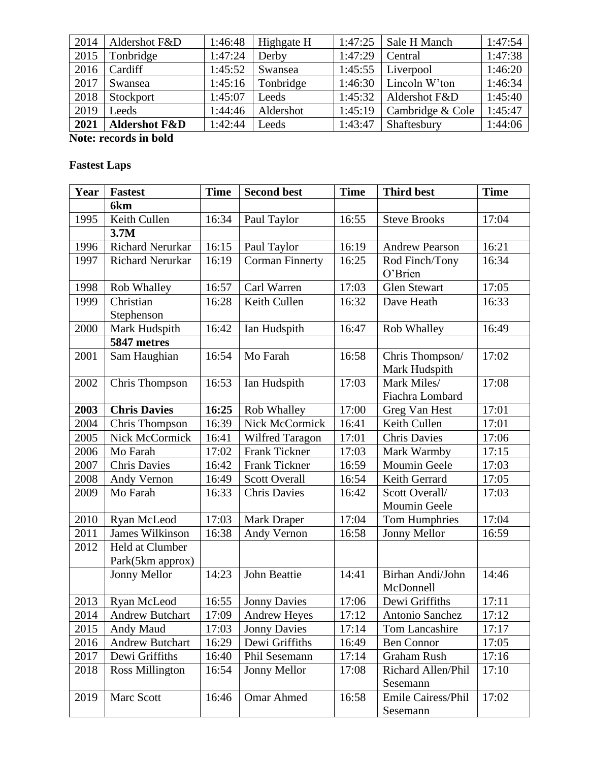| 2014 | Aldershot F&D | 1:46:48 | Highgate H | 1:47:25 | Sale H Manch | 1:47:54 |
|---|---|---|---|---|---|---|
| 2015 | Tonbridge | 1:47:24 | Derby | 1:47:29 | Central | 1:47:38 |
| 2016 | Cardiff | 1:45:52 | Swansea | 1:45:55 | Liverpool | 1:46:20 |
| 2017 | Swansea | 1:45:16 | Tonbridge | 1:46:30 | Lincoln W'ton | 1:46:34 |
| 2018 | Stockport | 1:45:07 | Leeds | 1:45:32 | Aldershot F&D | 1:45:40 |
| 2019 | Leeds | 1:44:46 | Aldershot | 1:45:19 | Cambridge & Cole | 1:45:47 |
| **2021** | **Aldershot F&D** | 1:42:44 | Leeds | 1:43:47 | Shaftesbury | 1:44:06 |

**Note: records in bold**

**Fastest Laps**

| Year | Fastest | Time | Second best | Time | Third best | Time |
|---|---|---|---|---|---|---|
| | **6km** | | | | | |
| 1995 | Keith Cullen | 16:34 | Paul Taylor | 16:55 | Steve Brooks | 17:04 |
| | **3.7M** | | | | | |
| 1996 | Richard Nerurkar | 16:15 | Paul Taylor | 16:19 | Andrew Pearson | 16:21 |
| 1997 | Richard Nerurkar | 16:19 | Corman Finnerty | 16:25 | Rod Finch/Tony O'Brien | 16:34 |
| 1998 | Rob Whalley | 16:57 | Carl Warren | 17:03 | Glen Stewart | 17:05 |
| 1999 | Christian Stephenson | 16:28 | Keith Cullen | 16:32 | Dave Heath | 16:33 |
| 2000 | Mark Hudspith | 16:42 | Ian Hudspith | 16:47 | Rob Whalley | 16:49 |
| | **5847 metres** | | | | | |
| 2001 | Sam Haughian | 16:54 | Mo Farah | 16:58 | Chris Thompson/ Mark Hudspith | 17:02 |
| 2002 | Chris Thompson | 16:53 | Ian Hudspith | 17:03 | Mark Miles/ Fiachra Lombard | 17:08 |
| **2003** | **Chris Davies** | **16:25** | Rob Whalley | 17:00 | Greg Van Hest | 17:01 |
| 2004 | Chris Thompson | 16:39 | Nick McCormick | 16:41 | Keith Cullen | 17:01 |
| 2005 | Nick McCormick | 16:41 | Wilfred Taragon | 17:01 | Chris Davies | 17:06 |
| 2006 | Mo Farah | 17:02 | Frank Tickner | 17:03 | Mark Warmby | 17:15 |
| 2007 | Chris Davies | 16:42 | Frank Tickner | 16:59 | Moumin Geele | 17:03 |
| 2008 | Andy Vernon | 16:49 | Scott Overall | 16:54 | Keith Gerrard | 17:05 |
| 2009 | Mo Farah | 16:33 | Chris Davies | 16:42 | Scott Overall/ Moumin Geele | 17:03 |
| 2010 | Ryan McLeod | 17:03 | Mark Draper | 17:04 | Tom Humphries | 17:04 |
| 2011 | James Wilkinson | 16:38 | Andy Vernon | 16:58 | Jonny Mellor | 16:59 |
| 2012 | Held at Clumber Park(5km approx) | | | | | |
| | Jonny Mellor | 14:23 | John Beattie | 14:41 | Birhan Andi/John McDonnell | 14:46 |
| 2013 | Ryan McLeod | 16:55 | Jonny Davies | 17:06 | Dewi Griffiths | 17:11 |
| 2014 | Andrew Butchart | 17:09 | Andrew Heyes | 17:12 | Antonio Sanchez | 17:12 |
| 2015 | Andy Maud | 17:03 | Jonny Davies | 17:14 | Tom Lancashire | 17:17 |
| 2016 | Andrew Butchart | 16:29 | Dewi Griffiths | 16:49 | Ben Connor | 17:05 |
| 2017 | Dewi Griffiths | 16:40 | Phil Sesemann | 17:14 | Graham Rush | 17:16 |
| 2018 | Ross Millington | 16:54 | Jonny Mellor | 17:08 | Richard Allen/Phil Sesemann | 17:10 |
| 2019 | Marc Scott | 16:46 | Omar Ahmed | 16:58 | Emile Cairess/Phil Sesemann | 17:02 |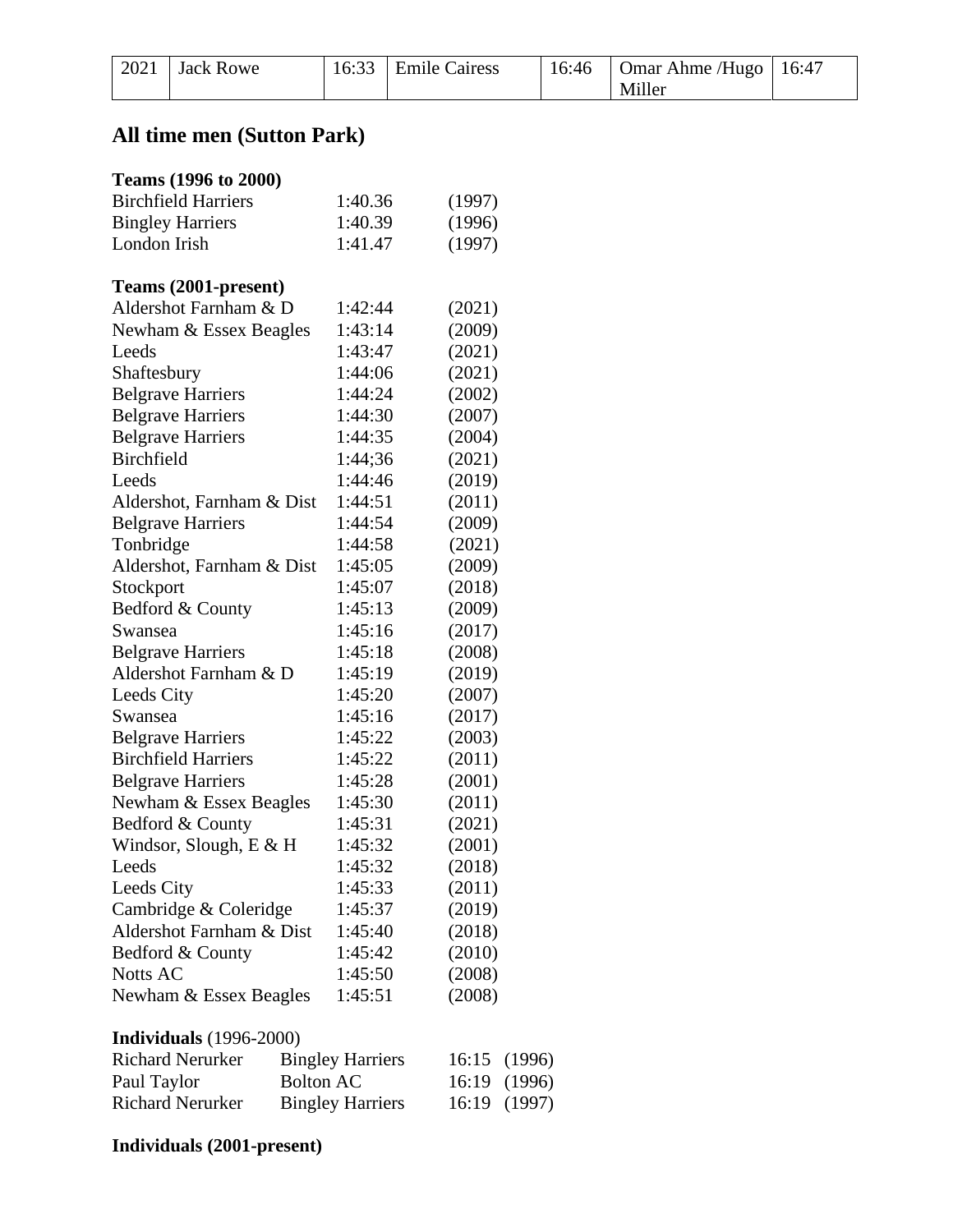| 2021 | Jack Rowe | 16:33 | Emile Cairess | 16:46 | Omar Ahme /Hugo Miller | 16:47 |
|---|---|---|---|---|---|---|

## All time men (Sutton Park)

**Teams (1996 to 2000)**

| | | |
|---|---|---|
| Birchfield Harriers | 1:40.36 | (1997) |
| Bingley Harriers | 1:40.39 | (1996) |
| London Irish | 1:41.47 | (1997) |

**Teams (2001-present)**

| | | |
|---|---|---|
| Aldershot Farnham & D | 1:42:44 | (2021) |
| Newham & Essex Beagles | 1:43:14 | (2009) |
| Leeds | 1:43:47 | (2021) |
| Shaftesbury | 1:44:06 | (2021) |
| Belgrave Harriers | 1:44:24 | (2002) |
| Belgrave Harriers | 1:44:30 | (2007) |
| Belgrave Harriers | 1:44:35 | (2004) |
| Birchfield | 1:44;36 | (2021) |
| Leeds | 1:44:46 | (2019) |
| Aldershot, Farnham & Dist | 1:44:51 | (2011) |
| Belgrave Harriers | 1:44:54 | (2009) |
| Tonbridge | 1:44:58 | (2021) |
| Aldershot, Farnham & Dist | 1:45:05 | (2009) |
| Stockport | 1:45:07 | (2018) |
| Bedford & County | 1:45:13 | (2009) |
| Swansea | 1:45:16 | (2017) |
| Belgrave Harriers | 1:45:18 | (2008) |
| Aldershot Farnham & D | 1:45:19 | (2019) |
| Leeds City | 1:45:20 | (2007) |
| Swansea | 1:45:16 | (2017) |
| Belgrave Harriers | 1:45:22 | (2003) |
| Birchfield Harriers | 1:45:22 | (2011) |
| Belgrave Harriers | 1:45:28 | (2001) |
| Newham & Essex Beagles | 1:45:30 | (2011) |
| Bedford & County | 1:45:31 | (2021) |
| Windsor, Slough, E & H | 1:45:32 | (2001) |
| Leeds | 1:45:32 | (2018) |
| Leeds City | 1:45:33 | (2011) |
| Cambridge & Coleridge | 1:45:37 | (2019) |
| Aldershot Farnham & Dist | 1:45:40 | (2018) |
| Bedford & County | 1:45:42 | (2010) |
| Notts AC | 1:45:50 | (2008) |
| Newham & Essex Beagles | 1:45:51 | (2008) |

**Individuals** (1996-2000)

| | | | |
|---|---|---|---|
| Richard Nerurker | Bingley Harriers | 16:15 | (1996) |
| Paul Taylor | Bolton AC | 16:19 | (1996) |
| Richard Nerurker | Bingley Harriers | 16:19 | (1997) |

**Individuals (2001-present)**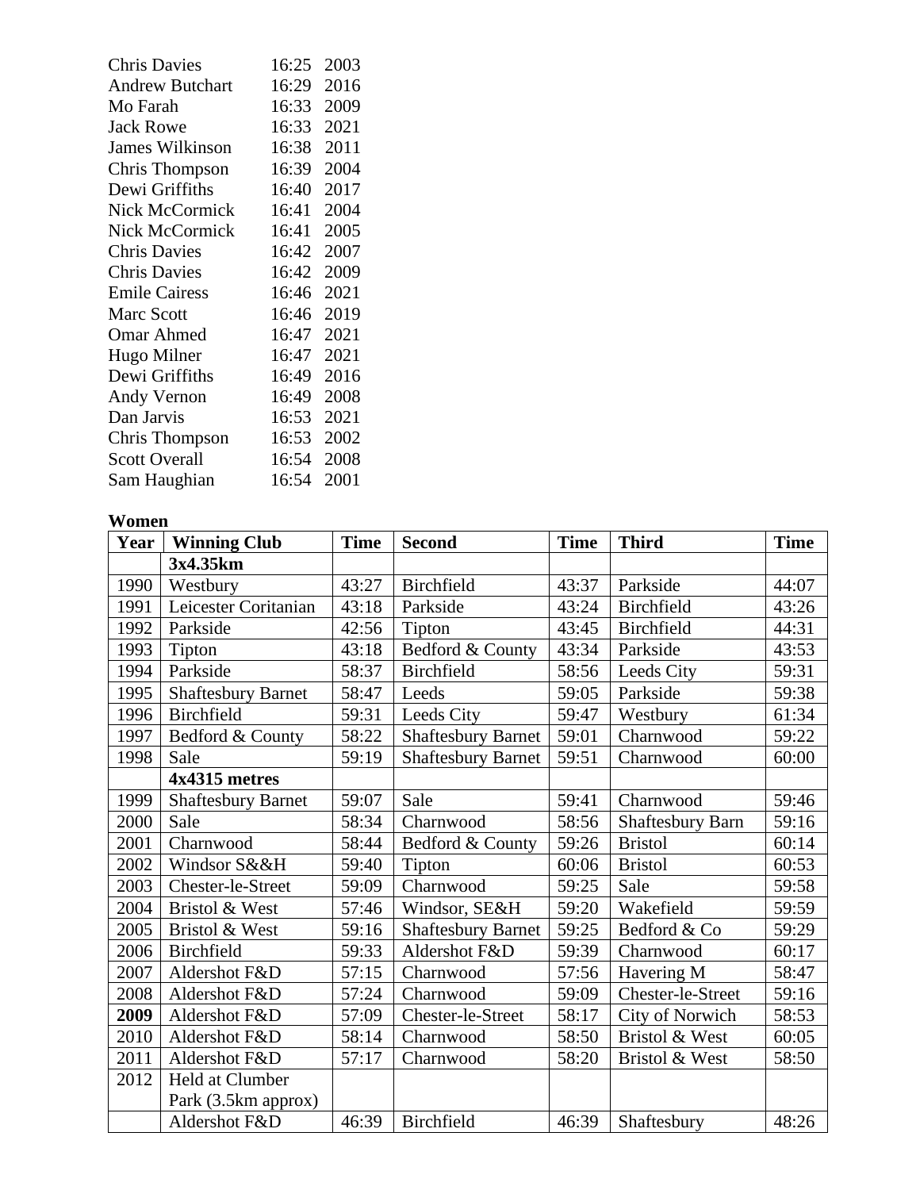| | | |
|---|---|---|
| Chris Davies | 16:25 | 2003 |
| Andrew Butchart | 16:29 | 2016 |
| Mo Farah | 16:33 | 2009 |
| Jack Rowe | 16:33 | 2021 |
| James Wilkinson | 16:38 | 2011 |
| Chris Thompson | 16:39 | 2004 |
| Dewi Griffiths | 16:40 | 2017 |
| Nick McCormick | 16:41 | 2004 |
| Nick McCormick | 16:41 | 2005 |
| Chris Davies | 16:42 | 2007 |
| Chris Davies | 16:42 | 2009 |
| Emile Cairess | 16:46 | 2021 |
| Marc Scott | 16:46 | 2019 |
| Omar Ahmed | 16:47 | 2021 |
| Hugo Milner | 16:47 | 2021 |
| Dewi Griffiths | 16:49 | 2016 |
| Andy Vernon | 16:49 | 2008 |
| Dan Jarvis | 16:53 | 2021 |
| Chris Thompson | 16:53 | 2002 |
| Scott Overall | 16:54 | 2008 |
| Sam Haughian | 16:54 | 2001 |

**Women**

| Year | Winning Club | Time | Second | Time | Third | Time |
|---|---|---|---|---|---|---|
| | **3x4.35km** | | | | | |
| 1990 | Westbury | 43:27 | Birchfield | 43:37 | Parkside | 44:07 |
| 1991 | Leicester Coritanian | 43:18 | Parkside | 43:24 | Birchfield | 43:26 |
| 1992 | Parkside | 42:56 | Tipton | 43:45 | Birchfield | 44:31 |
| 1993 | Tipton | 43:18 | Bedford & County | 43:34 | Parkside | 43:53 |
| 1994 | Parkside | 58:37 | Birchfield | 58:56 | Leeds City | 59:31 |
| 1995 | Shaftesbury Barnet | 58:47 | Leeds | 59:05 | Parkside | 59:38 |
| 1996 | Birchfield | 59:31 | Leeds City | 59:47 | Westbury | 61:34 |
| 1997 | Bedford & County | 58:22 | Shaftesbury Barnet | 59:01 | Charnwood | 59:22 |
| 1998 | Sale | 59:19 | Shaftesbury Barnet | 59:51 | Charnwood | 60:00 |
| | **4x4315 metres** | | | | | |
| 1999 | Shaftesbury Barnet | 59:07 | Sale | 59:41 | Charnwood | 59:46 |
| 2000 | Sale | 58:34 | Charnwood | 58:56 | Shaftesbury Barn | 59:16 |
| 2001 | Charnwood | 58:44 | Bedford & County | 59:26 | Bristol | 60:14 |
| 2002 | Windsor S&&H | 59:40 | Tipton | 60:06 | Bristol | 60:53 |
| 2003 | Chester-le-Street | 59:09 | Charnwood | 59:25 | Sale | 59:58 |
| 2004 | Bristol & West | 57:46 | Windsor, SE&H | 59:20 | Wakefield | 59:59 |
| 2005 | Bristol & West | 59:16 | Shaftesbury Barnet | 59:25 | Bedford & Co | 59:29 |
| 2006 | Birchfield | 59:33 | Aldershot F&D | 59:39 | Charnwood | 60:17 |
| 2007 | Aldershot F&D | 57:15 | Charnwood | 57:56 | Havering M | 58:47 |
| 2008 | Aldershot F&D | 57:24 | Charnwood | 59:09 | Chester-le-Street | 59:16 |
| **2009** | Aldershot F&D | 57:09 | Chester-le-Street | 58:17 | City of Norwich | 58:53 |
| 2010 | Aldershot F&D | 58:14 | Charnwood | 58:50 | Bristol & West | 60:05 |
| 2011 | Aldershot F&D | 57:17 | Charnwood | 58:20 | Bristol & West | 58:50 |
| 2012 | Held at Clumber Park (3.5km approx) | | | | | |
| | Aldershot F&D | 46:39 | Birchfield | 46:39 | Shaftesbury | 48:26 |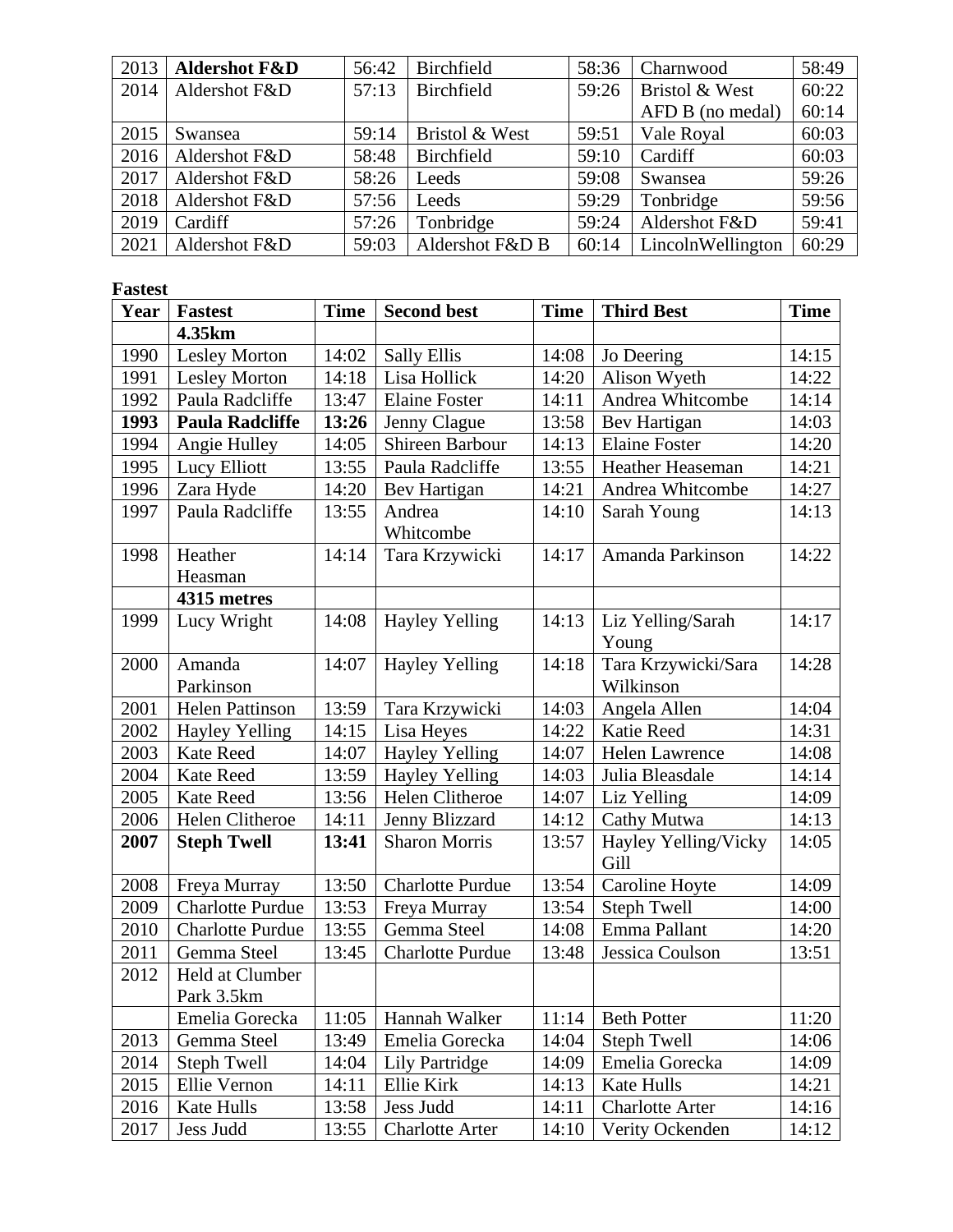| 2013 | **Aldershot F&D** | 56:42 | Birchfield | 58:36 | Charnwood | 58:49 |
|---|---|---|---|---|---|---|
| 2014 | Aldershot F&D | 57:13 | Birchfield | 59:26 | Bristol & West<br>AFD B (no medal) | 60:22<br>60:14 |
| 2015 | Swansea | 59:14 | Bristol & West | 59:51 | Vale Royal | 60:03 |
| 2016 | Aldershot F&D | 58:48 | Birchfield | 59:10 | Cardiff | 60:03 |
| 2017 | Aldershot F&D | 58:26 | Leeds | 59:08 | Swansea | 59:26 |
| 2018 | Aldershot F&D | 57:56 | Leeds | 59:29 | Tonbridge | 59:56 |
| 2019 | Cardiff | 57:26 | Tonbridge | 59:24 | Aldershot F&D | 59:41 |
| 2021 | Aldershot F&D | 59:03 | Aldershot F&D B | 60:14 | LincolnWellington | 60:29 |

**Fastest**

| Year | Fastest | Time | Second best | Time | Third Best | Time |
|---|---|---|---|---|---|---|
| | **4.35km** | | | | | |
| 1990 | Lesley Morton | 14:02 | Sally Ellis | 14:08 | Jo Deering | 14:15 |
| 1991 | Lesley Morton | 14:18 | Lisa Hollick | 14:20 | Alison Wyeth | 14:22 |
| 1992 | Paula Radcliffe | 13:47 | Elaine Foster | 14:11 | Andrea Whitcombe | 14:14 |
| **1993** | **Paula Radcliffe** | **13:26** | Jenny Clague | 13:58 | Bev Hartigan | 14:03 |
| 1994 | Angie Hulley | 14:05 | Shireen Barbour | 14:13 | Elaine Foster | 14:20 |
| 1995 | Lucy Elliott | 13:55 | Paula Radcliffe | 13:55 | Heather Heaseman | 14:21 |
| 1996 | Zara Hyde | 14:20 | Bev Hartigan | 14:21 | Andrea Whitcombe | 14:27 |
| 1997 | Paula Radcliffe | 13:55 | Andrea Whitcombe | 14:10 | Sarah Young | 14:13 |
| 1998 | Heather Heasman | 14:14 | Tara Krzywicki | 14:17 | Amanda Parkinson | 14:22 |
| | **4315 metres** | | | | | |
| 1999 | Lucy Wright | 14:08 | Hayley Yelling | 14:13 | Liz Yelling/Sarah Young | 14:17 |
| 2000 | Amanda Parkinson | 14:07 | Hayley Yelling | 14:18 | Tara Krzywicki/Sara Wilkinson | 14:28 |
| 2001 | Helen Pattinson | 13:59 | Tara Krzywicki | 14:03 | Angela Allen | 14:04 |
| 2002 | Hayley Yelling | 14:15 | Lisa Heyes | 14:22 | Katie Reed | 14:31 |
| 2003 | Kate Reed | 14:07 | Hayley Yelling | 14:07 | Helen Lawrence | 14:08 |
| 2004 | Kate Reed | 13:59 | Hayley Yelling | 14:03 | Julia Bleasdale | 14:14 |
| 2005 | Kate Reed | 13:56 | Helen Clitheroe | 14:07 | Liz Yelling | 14:09 |
| 2006 | Helen Clitheroe | 14:11 | Jenny Blizzard | 14:12 | Cathy Mutwa | 14:13 |
| **2007** | **Steph Twell** | **13:41** | Sharon Morris | 13:57 | Hayley Yelling/Vicky Gill | 14:05 |
| 2008 | Freya Murray | 13:50 | Charlotte Purdue | 13:54 | Caroline Hoyte | 14:09 |
| 2009 | Charlotte Purdue | 13:53 | Freya Murray | 13:54 | Steph Twell | 14:00 |
| 2010 | Charlotte Purdue | 13:55 | Gemma Steel | 14:08 | Emma Pallant | 14:20 |
| 2011 | Gemma Steel | 13:45 | Charlotte Purdue | 13:48 | Jessica Coulson | 13:51 |
| 2012 | Held at Clumber Park 3.5km | | | | | |
| | Emelia Gorecka | 11:05 | Hannah Walker | 11:14 | Beth Potter | 11:20 |
| 2013 | Gemma Steel | 13:49 | Emelia Gorecka | 14:04 | Steph Twell | 14:06 |
| 2014 | Steph Twell | 14:04 | Lily Partridge | 14:09 | Emelia Gorecka | 14:09 |
| 2015 | Ellie Vernon | 14:11 | Ellie Kirk | 14:13 | Kate Hulls | 14:21 |
| 2016 | Kate Hulls | 13:58 | Jess Judd | 14:11 | Charlotte Arter | 14:16 |
| 2017 | Jess Judd | 13:55 | Charlotte Arter | 14:10 | Verity Ockenden | 14:12 |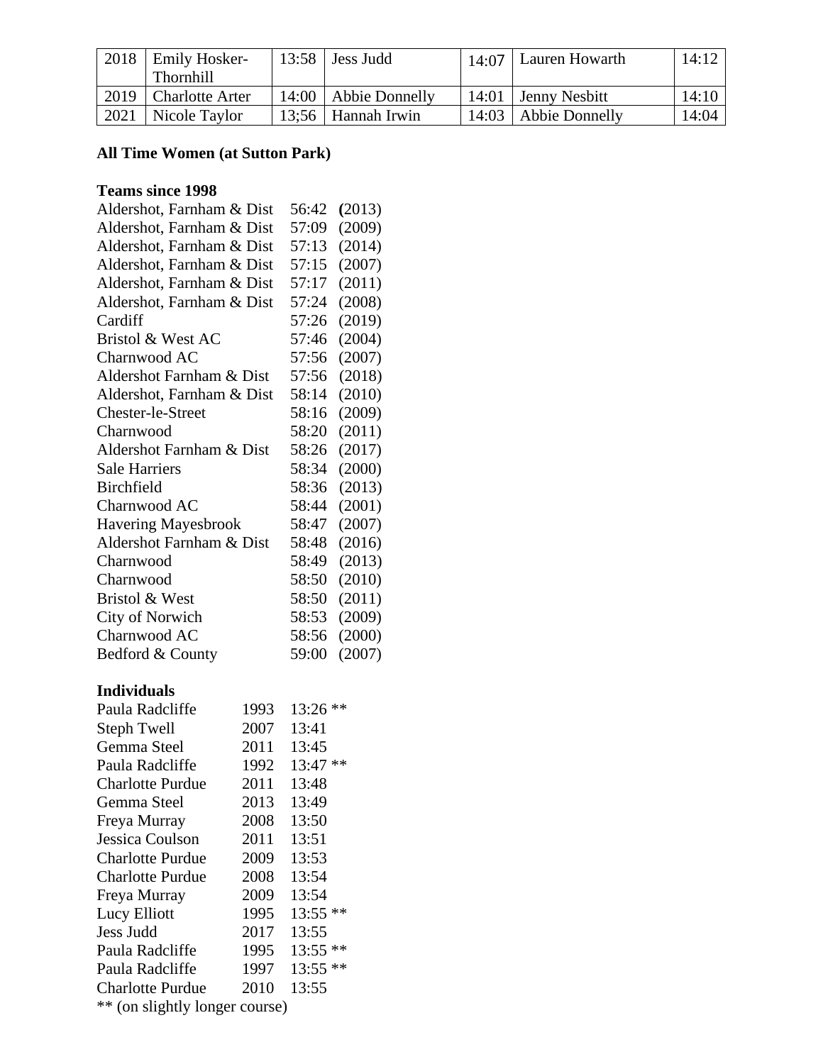| | | | | | | |
|---|---|---|---|---|---|---|
| 2018 | Emily Hosker-Thornhill | 13:58 | Jess Judd | 14:07 | Lauren Howarth | 14:12 |
| 2019 | Charlotte Arter | 14:00 | Abbie Donnelly | 14:01 | Jenny Nesbitt | 14:10 |
| 2021 | Nicole Taylor | 13;56 | Hannah Irwin | 14:03 | Abbie Donnelly | 14:04 |

**All Time Women (at Sutton Park)**

**Teams since 1998**

| | | |
|---|---|---|
| Aldershot, Farnham & Dist | 56:42 | **(**2013) |
| Aldershot, Farnham & Dist | 57:09 | (2009) |
| Aldershot, Farnham & Dist | 57:13 | (2014) |
| Aldershot, Farnham & Dist | 57:15 | (2007) |
| Aldershot, Farnham & Dist | 57:17 | (2011) |
| Aldershot, Farnham & Dist | 57:24 | (2008) |
| Cardiff | 57:26 | (2019) |
| Bristol & West AC | 57:46 | (2004) |
| Charnwood AC | 57:56 | (2007) |
| Aldershot Farnham & Dist | 57:56 | (2018) |
| Aldershot, Farnham & Dist | 58:14 | (2010) |
| Chester-le-Street | 58:16 | (2009) |
| Charnwood | 58:20 | (2011) |
| Aldershot Farnham & Dist | 58:26 | (2017) |
| Sale Harriers | 58:34 | (2000) |
| Birchfield | 58:36 | (2013) |
| Charnwood AC | 58:44 | (2001) |
| Havering Mayesbrook | 58:47 | (2007) |
| Aldershot Farnham & Dist | 58:48 | (2016) |
| Charnwood | 58:49 | (2013) |
| Charnwood | 58:50 | (2010) |
| Bristol & West | 58:50 | (2011) |
| City of Norwich | 58:53 | (2009) |
| Charnwood AC | 58:56 | (2000) |
| Bedford & County | 59:00 | (2007) |

**Individuals**

| | | |
|---|---|---|
| Paula Radcliffe | 1993 | 13:26 ** |
| Steph Twell | 2007 | 13:41 |
| Gemma Steel | 2011 | 13:45 |
| Paula Radcliffe | 1992 | 13:47 ** |
| Charlotte Purdue | 2011 | 13:48 |
| Gemma Steel | 2013 | 13:49 |
| Freya Murray | 2008 | 13:50 |
| Jessica Coulson | 2011 | 13:51 |
| Charlotte Purdue | 2009 | 13:53 |
| Charlotte Purdue | 2008 | 13:54 |
| Freya Murray | 2009 | 13:54 |
| Lucy Elliott | 1995 | 13:55 ** |
| Jess Judd | 2017 | 13:55 |
| Paula Radcliffe | 1995 | 13:55 ** |
| Paula Radcliffe | 1997 | 13:55 ** |
| Charlotte Purdue | 2010 | 13:55 |

** (on slightly longer course)